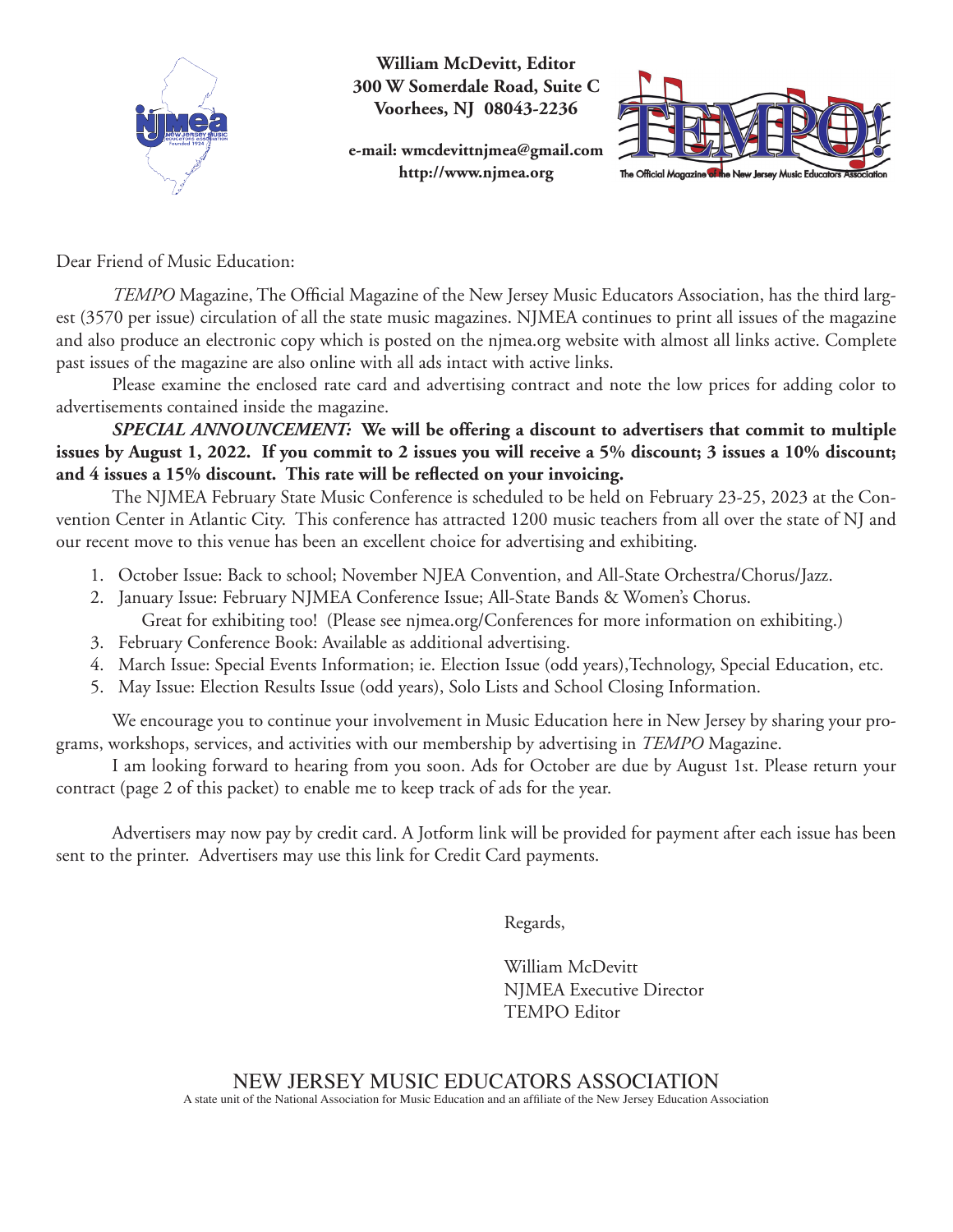**William McDevitt, Editor**
**300 W Somerdale Road, Suite C**
**Voorhees, NJ 08043-2236**

**e-mail: wmcdevittnjmea@gmail.com**
**http://www.njmea.org**

Dear Friend of Music Education:

*TEMPO* Magazine, The Official Magazine of the New Jersey Music Educators Association, has the third largest (3570 per issue) circulation of all the state music magazines. NJMEA continues to print all issues of the magazine and also produce an electronic copy which is posted on the njmea.org website with almost all links active. Complete past issues of the magazine are also online with all ads intact with active links.

Please examine the enclosed rate card and advertising contract and note the low prices for adding color to advertisements contained inside the magazine.

***SPECIAL ANNOUNCEMENT:*** **We will be offering a discount to advertisers that commit to multiple issues by August 1, 2022. If you commit to 2 issues you will receive a 5% discount; 3 issues a 10% discount; and 4 issues a 15% discount. This rate will be reflected on your invoicing.**

The NJMEA February State Music Conference is scheduled to be held on February 23-25, 2023 at the Convention Center in Atlantic City. This conference has attracted 1200 music teachers from all over the state of NJ and our recent move to this venue has been an excellent choice for advertising and exhibiting.

1. October Issue: Back to school; November NJEA Convention, and All-State Orchestra/Chorus/Jazz.
2. January Issue: February NJMEA Conference Issue; All-State Bands & Women's Chorus.
   Great for exhibiting too! (Please see njmea.org/Conferences for more information on exhibiting.)
3. February Conference Book: Available as additional advertising.
4. March Issue: Special Events Information; ie. Election Issue (odd years),Technology, Special Education, etc.
5. May Issue: Election Results Issue (odd years), Solo Lists and School Closing Information.

We encourage you to continue your involvement in Music Education here in New Jersey by sharing your programs, workshops, services, and activities with our membership by advertising in *TEMPO* Magazine.

I am looking forward to hearing from you soon. Ads for October are due by August 1st. Please return your contract (page 2 of this packet) to enable me to keep track of ads for the year.

Advertisers may now pay by credit card. A Jotform link will be provided for payment after each issue has been sent to the printer. Advertisers may use this link for Credit Card payments.

Regards,

William McDevitt
NJMEA Executive Director
TEMPO Editor

NEW JERSEY MUSIC EDUCATORS ASSOCIATION
A state unit of the National Association for Music Education and an affiliate of the New Jersey Education Association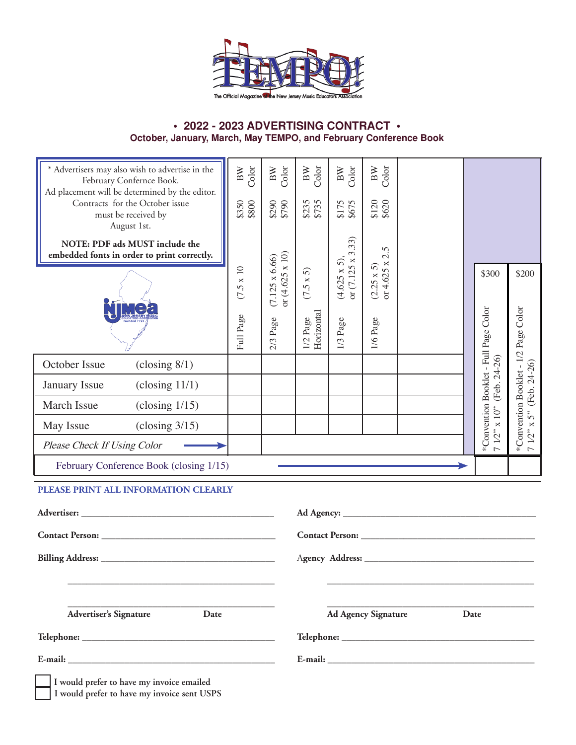# TEMPO!

The Official Magazine of the New Jersey Music Educators Association

## • 2022 - 2023 ADVERTISING CONTRACT •

### October, January, March, May TEMPO, and February Conference Book

\* Advertisers may also wish to advertise in the February Confernce Book. Ad placement will be determined by the editor. Contracts for the October issue must be received by August 1st.

**NOTE: PDF ads MUST include the embedded fonts in order to print correctly.**

| | Full Page (7.5 x 10) | 2/3 Page (7.125 x 6.66) or (4.625 x 10) | 1/2 Page Horizontal (7.5 x 5) | 1/3 Page (4.625 x 5), or (7.125 x 3.33) | 1/6 Page (2.25 x 5) or 4.625 x 2.5 | | *Convention Booklet - Full Page Color 7 1/2" x 10" (Feb. 24-26) | *Convention Booklet - 1/2 Page Color 7 1/2" x 5" (Feb. 24-26) |
|---|---|---|---|---|---|---|---|---|
| BW | $350 | $290 | $235 | $175 | $120 | | | |
| Color | $800 | $790 | $735 | $675 | $620 | | $300 | $200 |
| October Issue (closing 8/1) | | | | | | | | |
| January Issue (closing 11/1) | | | | | | | | |
| March Issue (closing 1/15) | | | | | | | | |
| May Issue (closing 3/15) | | | | | | | | |
| *Please Check If Using Color* → | | | | | | | | |
| February Conference Book (closing 1/15) → | | | | | | | | |

**PLEASE PRINT ALL INFORMATION CLEARLY**

**Advertiser:** ______________________

**Contact Person:** ______________________

**Billing Address:** ______________________

______________________

______________________
**Advertiser's Signature** **Date**

**Telephone:** ______________________

**E-mail:** ______________________

**Ad Agency:** ______________________

**Contact Person:** ______________________

**Agency Address:** ______________________

______________________

______________________
**Ad Agency Signature** **Date**

**Telephone:** ______________________

**E-mail:** ______________________

☐ I would prefer to have my invoice emailed

☐ I would prefer to have my invoice sent USPS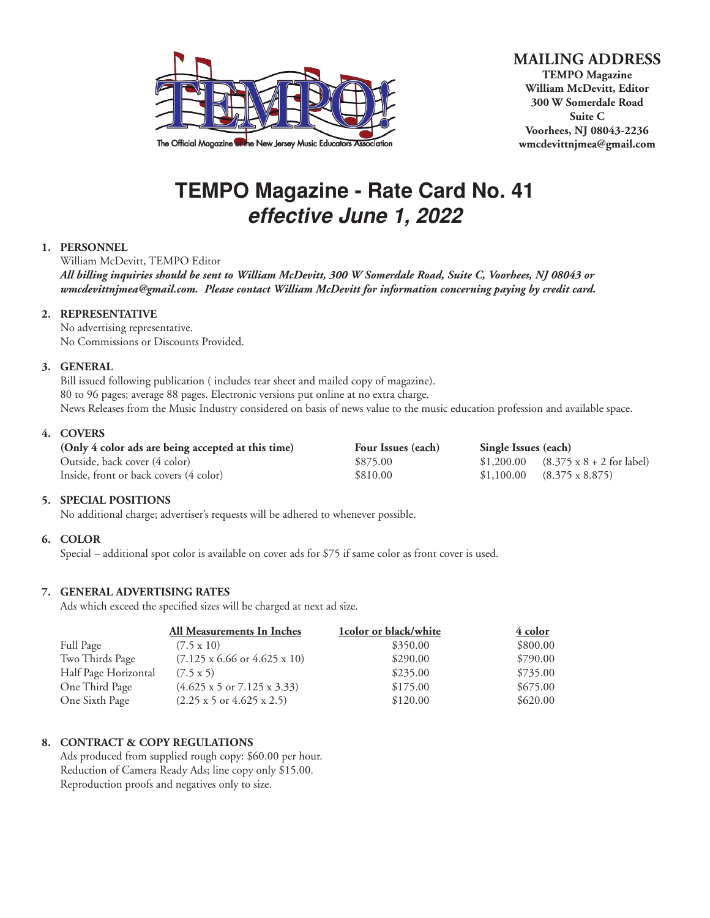TEMPO!

The Official Magazine of the New Jersey Music Educators Association

**MAILING ADDRESS**

**TEMPO Magazine**
**William McDevitt, Editor**
**300 W Somerdale Road**
**Suite C**
**Voorhees, NJ 08043-2236**
**wmcdevittnjmea@gmail.com**

# TEMPO Magazine - Rate Card No. 41
## *effective June 1, 2022*

**1. PERSONNEL**

William McDevitt, TEMPO Editor

***All billing inquiries should be sent to William McDevitt, 300 W Somerdale Road, Suite C, Voorhees, NJ 08043 or wmcdevittnjmea@gmail.com. Please contact William McDevitt for information concerning paying by credit card.***

**2. REPRESENTATIVE**

No advertising representative.
No Commissions or Discounts Provided.

**3. GENERAL**

Bill issued following publication ( includes tear sheet and mailed copy of magazine).
80 to 96 pages; average 88 pages. Electronic versions put online at no extra charge.
News Releases from the Music Industry considered on basis of news value to the music education profession and available space.

**4. COVERS**

| (Only 4 color ads are being accepted at this time) | Four Issues (each) | Single Issues (each) | |
|---|---|---|---|
| Outside, back cover (4 color) | $875.00 | $1,200.00 | (8.375 x 8 + 2 for label) |
| Inside, front or back covers (4 color) | $810.00 | $1,100.00 | (8.375 x 8.875) |

**5. SPECIAL POSITIONS**

No additional charge; advertiser's requests will be adhered to whenever possible.

**6. COLOR**

Special – additional spot color is available on cover ads for $75 if same color as front cover is used.

**7. GENERAL ADVERTISING RATES**

Ads which exceed the specified sizes will be charged at next ad size.

| | All Measurements In Inches | 1color or black/white | 4 color |
|---|---|---|---|
| Full Page | (7.5 x 10) | $350.00 | $800.00 |
| Two Thirds Page | (7.125 x 6.66 or 4.625 x 10) | $290.00 | $790.00 |
| Half Page Horizontal | (7.5 x 5) | $235.00 | $735.00 |
| One Third Page | (4.625 x 5 or 7.125 x 3.33) | $175.00 | $675.00 |
| One Sixth Page | (2.25 x 5 or 4.625 x 2.5) | $120.00 | $620.00 |

**8. CONTRACT & COPY REGULATIONS**

Ads produced from supplied rough copy: $60.00 per hour.
Reduction of Camera Ready Ads; line copy only $15.00.
Reproduction proofs and negatives only to size.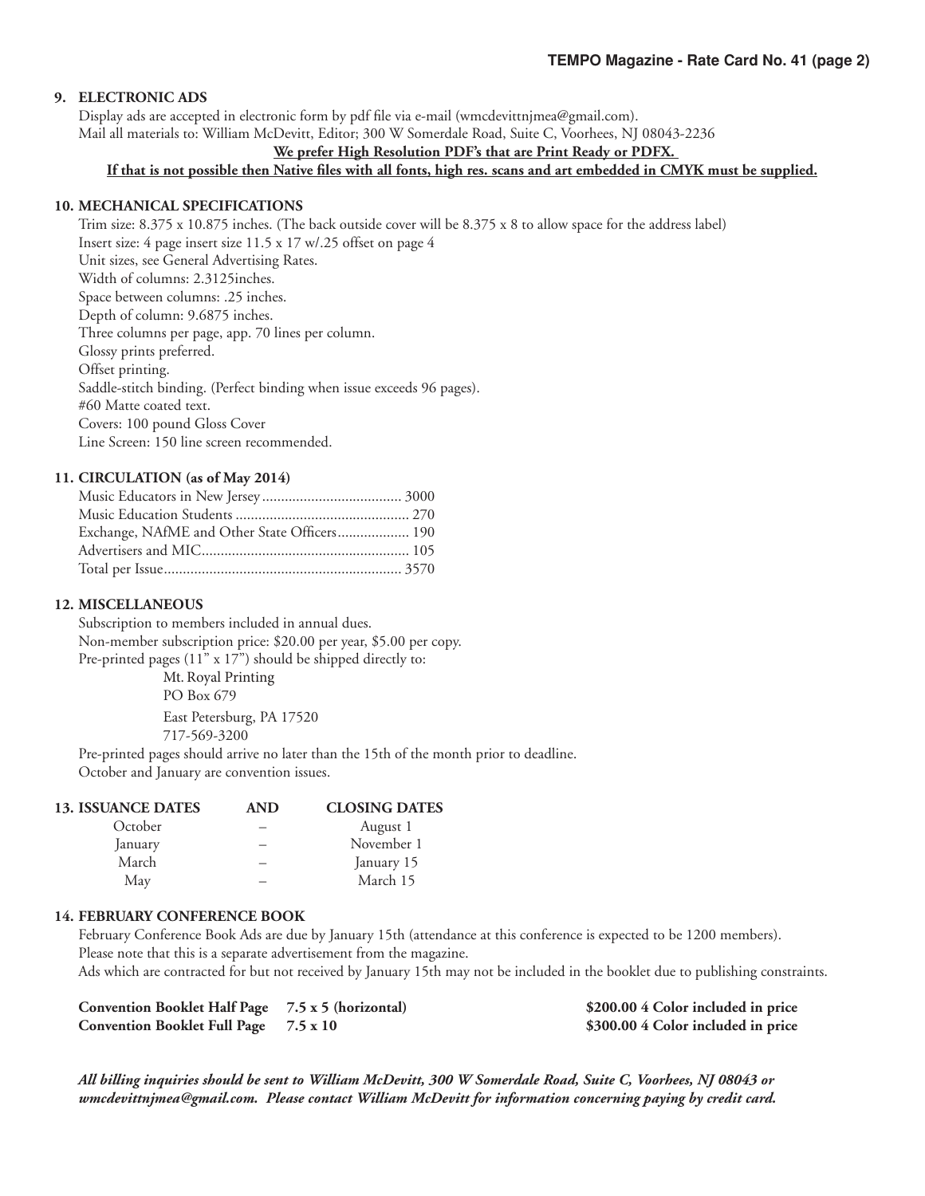### 9. ELECTRONIC ADS

Display ads are accepted in electronic form by pdf file via e-mail (wmcdevittnjmea@gmail.com).
Mail all materials to: William McDevitt, Editor; 300 W Somerdale Road, Suite C, Voorhees, NJ 08043-2236

**We prefer High Resolution PDF's that are Print Ready or PDFX.**
**If that is not possible then Native files with all fonts, high res. scans and art embedded in CMYK must be supplied.**

### 10. MECHANICAL SPECIFICATIONS

Trim size: 8.375 x 10.875 inches. (The back outside cover will be 8.375 x 8 to allow space for the address label)
Insert size: 4 page insert size 11.5 x 17 w/.25 offset on page 4
Unit sizes, see General Advertising Rates.
Width of columns: 2.3125inches.
Space between columns: .25 inches.
Depth of column: 9.6875 inches.
Three columns per page, app. 70 lines per column.
Glossy prints preferred.
Offset printing.
Saddle-stitch binding. (Perfect binding when issue exceeds 96 pages).
#60 Matte coated text.
Covers: 100 pound Gloss Cover
Line Screen: 150 line screen recommended.

### 11. CIRCULATION (as of May 2014)

| | |
|---|---|
| Music Educators in New Jersey | 3000 |
| Music Education Students | 270 |
| Exchange, NAfME and Other State Officers | 190 |
| Advertisers and MIC | 105 |
| Total per Issue | 3570 |

### 12. MISCELLANEOUS

Subscription to members included in annual dues.
Non-member subscription price: $20.00 per year, $5.00 per copy.
Pre-printed pages (11" x 17") should be shipped directly to:

Mt. Royal Printing
PO Box 679
East Petersburg, PA 17520
717-569-3200

Pre-printed pages should arrive no later than the 15th of the month prior to deadline.
October and January are convention issues.

### 13. ISSUANCE DATES AND CLOSING DATES

| ISSUANCE DATES | AND | CLOSING DATES |
|---|---|---|
| October | – | August 1 |
| January | – | November 1 |
| March | – | January 15 |
| May | – | March 15 |

### 14. FEBRUARY CONFERENCE BOOK

February Conference Book Ads are due by January 15th (attendance at this conference is expected to be 1200 members).
Please note that this is a separate advertisement from the magazine.
Ads which are contracted for but not received by January 15th may not be included in the booklet due to publishing constraints.

| | | |
|---|---|---|
| **Convention Booklet Half Page** | **7.5 x 5 (horizontal)** | **$200.00 4 Color included in price** |
| **Convention Booklet Full Page** | **7.5 x 10** | **$300.00 4 Color included in price** |

***All billing inquiries should be sent to William McDevitt, 300 W Somerdale Road, Suite C, Voorhees, NJ 08043 or wmcdevittnjmea@gmail.com. Please contact William McDevitt for information concerning paying by credit card.***